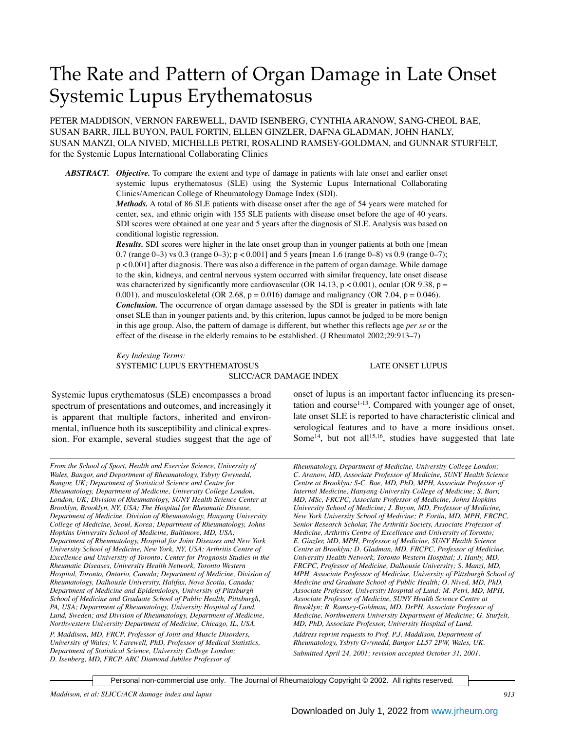# The Rate and Pattern of Organ Damage in Late Onset Systemic Lupus Erythematosus

PETER MADDISON, VERNON FAREWELL, DAVID ISENBERG, CYNTHIA ARANOW, SANG-CHEOL BAE, SUSAN BARR, JILL BUYON, PAUL FORTIN, ELLEN GINZLER, DAFNA GLADMAN, JOHN HANLY, SUSAN MANZI, OLA NIVED, MICHELLE PETRI, ROSALIND RAMSEY-GOLDMAN, and GUNNAR STURFELT, for the Systemic Lupus International Collaborating Clinics

***ABSTRACT.*** ***Objective.*** To compare the extent and type of damage in patients with late onset and earlier onset systemic lupus erythematosus (SLE) using the Systemic Lupus International Collaborating Clinics/American College of Rheumatology Damage Index (SDI).

***Methods.*** A total of 86 SLE patients with disease onset after the age of 54 years were matched for center, sex, and ethnic origin with 155 SLE patients with disease onset before the age of 40 years. SDI scores were obtained at one year and 5 years after the diagnosis of SLE. Analysis was based on conditional logistic regression.

***Results.*** SDI scores were higher in the late onset group than in younger patients at both one [mean 0.7 (range 0–3) vs 0.3 (range 0–3); $p < 0.001$] and 5 years [mean 1.6 (range 0–8) vs 0.9 (range 0–7); $p < 0.001$] after diagnosis. There was also a difference in the pattern of organ damage. While damage to the skin, kidneys, and central nervous system occurred with similar frequency, late onset disease was characterized by significantly more cardiovascular (OR 14.13, $p < 0.001$), ocular (OR 9.38, $p = 0.001$), and musculoskeletal (OR 2.68, $p = 0.016$) damage and malignancy (OR 7.04, $p = 0.046$).

***Conclusion.*** The occurrence of organ damage assessed by the SDI is greater in patients with late onset SLE than in younger patients and, by this criterion, lupus cannot be judged to be more benign in this age group. Also, the pattern of damage is different, but whether this reflects age *per se* or the effect of the disease in the elderly remains to be established. (J Rheumatol 2002;29:913–7)

*Key Indexing Terms:*
SYSTEMIC LUPUS ERYTHEMATOSUS LATE ONSET LUPUS SLICC/ACR DAMAGE INDEX

Systemic lupus erythematosus (SLE) encompasses a broad spectrum of presentations and outcomes, and increasingly it is apparent that multiple factors, inherited and environmental, influence both its susceptibility and clinical expression. For example, several studies suggest that the age of onset of lupus is an important factor influencing its presentation and course[1-13]. Compared with younger age of onset, late onset SLE is reported to have characteristic clinical and serological features and to have a more insidious onset. Some[14], but not all[15,16], studies have suggested that late

*From the School of Sport, Health and Exercise Science, University of Wales, Bangor, and Department of Rheumatology, Ysbyty Gwynedd, Bangor, UK; Department of Statistical Science and Centre for Rheumatology, Department of Medicine, University College London, London, UK; Division of Rheumatology, SUNY Health Science Center at Brooklyn, Brooklyn, NY, USA; The Hospital for Rheumatic Disease, Department of Medicine, Division of Rheumatology, Hanyang University College of Medicine, Seoul, Korea; Department of Rheumatology, Johns Hopkins University School of Medicine, Baltimore, MD, USA; Department of Rheumatology, Hospital for Joint Diseases and New York University School of Medicine, New York, NY, USA; Arthritis Centre of Excellence and University of Toronto; Center for Prognosis Studies in the Rheumatic Diseases, University Health Network, Toronto Western Hospital, Toronto, Ontario, Canada; Department of Medicine, Division of Rheumatology, Dalhousie University, Halifax, Nova Scotia, Canada; Department of Medicine and Epidemiology, University of Pittsburgh School of Medicine and Graduate School of Public Health, Pittsburgh, PA, USA; Department of Rheumatology, University Hospital of Lund, Lund, Sweden; and Division of Rheumatology, Department of Medicine, Northwestern University Department of Medicine, Chicago, IL, USA.*

*P. Maddison, MD, FRCP, Professor of Joint and Muscle Disorders, University of Wales; V. Farewell, PhD, Professor of Medical Statistics, Department of Statistical Science, University College London; D. Isenberg, MD, FRCP, ARC Diamond Jubilee Professor of Rheumatology, Department of Medicine, University College London; C. Aranow, MD, Associate Professor of Medicine, SUNY Health Science Centre at Brooklyn; S-C. Bae, MD, PhD, MPH, Associate Professor of Internal Medicine, Hanyang University College of Medicine; S. Barr, MD, MSc, FRCPC, Associate Professor of Medicine, Johns Hopkins University School of Medicine; J. Buyon, MD, Professor of Medicine, New York University School of Medicine; P. Fortin, MD, MPH, FRCPC, Senior Research Scholar, The Arthritis Society, Associate Professor of Medicine, Arthritis Centre of Excellence and University of Toronto; E. Ginzler, MD, MPH, Professor of Medicine, SUNY Health Science Centre at Brooklyn; D. Gladman, MD, FRCPC, Professor of Medicine, University Health Network, Toronto Western Hospital; J. Hanly, MD, FRCPC, Professor of Medicine, Dalhousie University; S. Manzi, MD, MPH, Associate Professor of Medicine, University of Pittsburgh School of Medicine and Graduate School of Public Health; O. Nived, MD, PhD, Associate Professor, University Hospital of Lund; M. Petri, MD, MPH, Associate Professor of Medicine, SUNY Health Science Centre at Brooklyn; R. Ramsey-Goldman, MD, DrPH, Associate Professor of Medicine, Northwestern University Department of Medicine; G. Sturfelt, MD, PhD, Associate Professor, University Hospital of Lund.*

*Address reprint requests to Prof. P.J. Maddison, Department of Rheumatology, Ysbyty Gwynedd, Bangor LL57 2PW, Wales, UK.*

*Submitted April 24, 2001; revision accepted October 31, 2001.*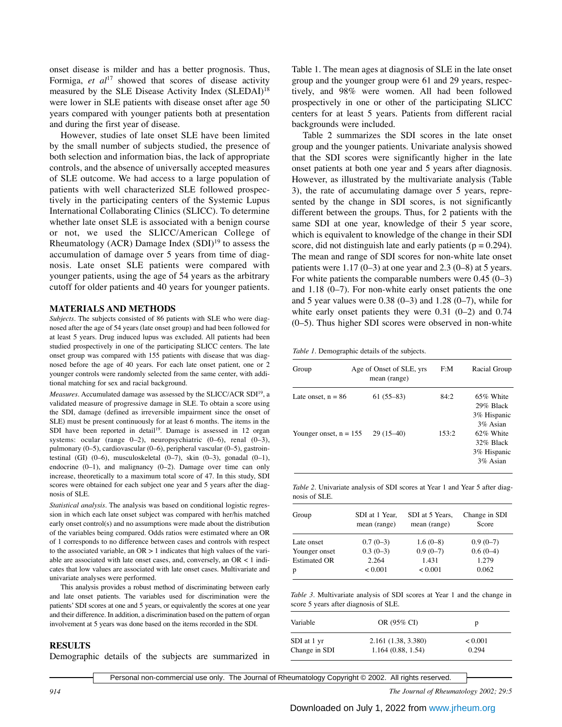onset disease is milder and has a better prognosis. Thus, Formiga, *et al*[17] showed that scores of disease activity measured by the SLE Disease Activity Index (SLEDAI)[18] were lower in SLE patients with disease onset after age 50 years compared with younger patients both at presentation and during the first year of disease.

However, studies of late onset SLE have been limited by the small number of subjects studied, the presence of both selection and information bias, the lack of appropriate controls, and the absence of universally accepted measures of SLE outcome. We had access to a large population of patients with well characterized SLE followed prospectively in the participating centers of the Systemic Lupus International Collaborating Clinics (SLICC). To determine whether late onset SLE is associated with a benign course or not, we used the SLICC/American College of Rheumatology (ACR) Damage Index (SDI)[19] to assess the accumulation of damage over 5 years from time of diagnosis. Late onset SLE patients were compared with younger patients, using the age of 54 years as the arbitrary cutoff for older patients and 40 years for younger patients.

## MATERIALS AND METHODS

*Subjects*. The subjects consisted of 86 patients with SLE who were diagnosed after the age of 54 years (late onset group) and had been followed for at least 5 years. Drug induced lupus was excluded. All patients had been studied prospectively in one of the participating SLICC centers. The late onset group was compared with 155 patients with disease that was diagnosed before the age of 40 years. For each late onset patient, one or 2 younger controls were randomly selected from the same center, with additional matching for sex and racial background.

*Measures*. Accumulated damage was assessed by the SLICC/ACR SDI[19], a validated measure of progressive damage in SLE. To obtain a score using the SDI, damage (defined as irreversible impairment since the onset of SLE) must be present continuously for at least 6 months. The items in the SDI have been reported in detail[19]. Damage is assessed in 12 organ systems: ocular (range 0–2), neuropsychiatric (0–6), renal (0–3), pulmonary (0–5), cardiovascular (0–6), peripheral vascular (0–5), gastrointestinal (GI) (0–6), musculoskeletal (0–7), skin (0–3), gonadal (0–1), endocrine (0–1), and malignancy (0–2). Damage over time can only increase, theoretically to a maximum total score of 47. In this study, SDI scores were obtained for each subject one year and 5 years after the diagnosis of SLE.

*Statistical analysis*. The analysis was based on conditional logistic regression in which each late onset subject was compared with her/his matched early onset control(s) and no assumptions were made about the distribution of the variables being compared. Odds ratios were estimated where an OR of 1 corresponds to no difference between cases and controls with respect to the associated variable, an OR > 1 indicates that high values of the variable are associated with late onset cases, and, conversely, an OR < 1 indicates that low values are associated with late onset cases. Multivariate and univariate analyses were performed.

This analysis provides a robust method of discriminating between early and late onset patients. The variables used for discrimination were the patients' SDI scores at one and 5 years, or equivalently the scores at one year and their difference. In addition, a discrimination based on the pattern of organ involvement at 5 years was done based on the items recorded in the SDI.

## RESULTS

Demographic details of the subjects are summarized in Table 1. The mean ages at diagnosis of SLE in the late onset group and the younger group were 61 and 29 years, respectively, and 98% were women. All had been followed prospectively in one or other of the participating SLICC centers for at least 5 years. Patients from different racial backgrounds were included.

Table 2 summarizes the SDI scores in the late onset group and the younger patients. Univariate analysis showed that the SDI scores were significantly higher in the late onset patients at both one year and 5 years after diagnosis. However, as illustrated by the multivariate analysis (Table 3), the rate of accumulating damage over 5 years, represented by the change in SDI scores, is not significantly different between the groups. Thus, for 2 patients with the same SDI at one year, knowledge of their 5 year score, which is equivalent to knowledge of the change in their SDI score, did not distinguish late and early patients (p = 0.294). The mean and range of SDI scores for non-white late onset patients were 1.17 (0–3) at one year and 2.3 (0–8) at 5 years. For white patients the comparable numbers were 0.45 (0–3) and 1.18 (0–7). For non-white early onset patients the one and 5 year values were 0.38 (0–3) and 1.28 (0–7), while for white early onset patients they were 0.31 (0–2) and 0.74 (0–5). Thus higher SDI scores were observed in non-white

*Table 1*. Demographic details of the subjects.

| Group | Age of Onset of SLE, yrs mean (range) | F:M | Racial Group |
|---|---|---|---|
| Late onset, n = 86 | 61 (55–83) | 84:2 | 65% White<br>29% Black<br>3% Hispanic<br>3% Asian |
| Younger onset, n = 155 | 29 (15–40) | 153:2 | 62% White<br>32% Black<br>3% Hispanic<br>3% Asian |

*Table 2*. Univariate analysis of SDI scores at Year 1 and Year 5 after diagnosis of SLE.

| Group | SDI at 1 Year, mean (range) | SDI at 5 Years, mean (range) | Change in SDI Score |
|---|---|---|---|
| Late onset | 0.7 (0–3) | 1.6 (0–8) | 0.9 (0–7) |
| Younger onset | 0.3 (0–3) | 0.9 (0–7) | 0.6 (0–4) |
| Estimated OR | 2.264 | 1.431 | 1.279 |
| p | < 0.001 | < 0.001 | 0.062 |

*Table 3*. Multivariate analysis of SDI scores at Year 1 and the change in score 5 years after diagnosis of SLE.

| Variable | OR (95% CI) | p |
|---|---|---|
| SDI at 1 yr | 2.161 (1.38, 3.380) | < 0.001 |
| Change in SDI | 1.164 (0.88, 1.54) | 0.294 |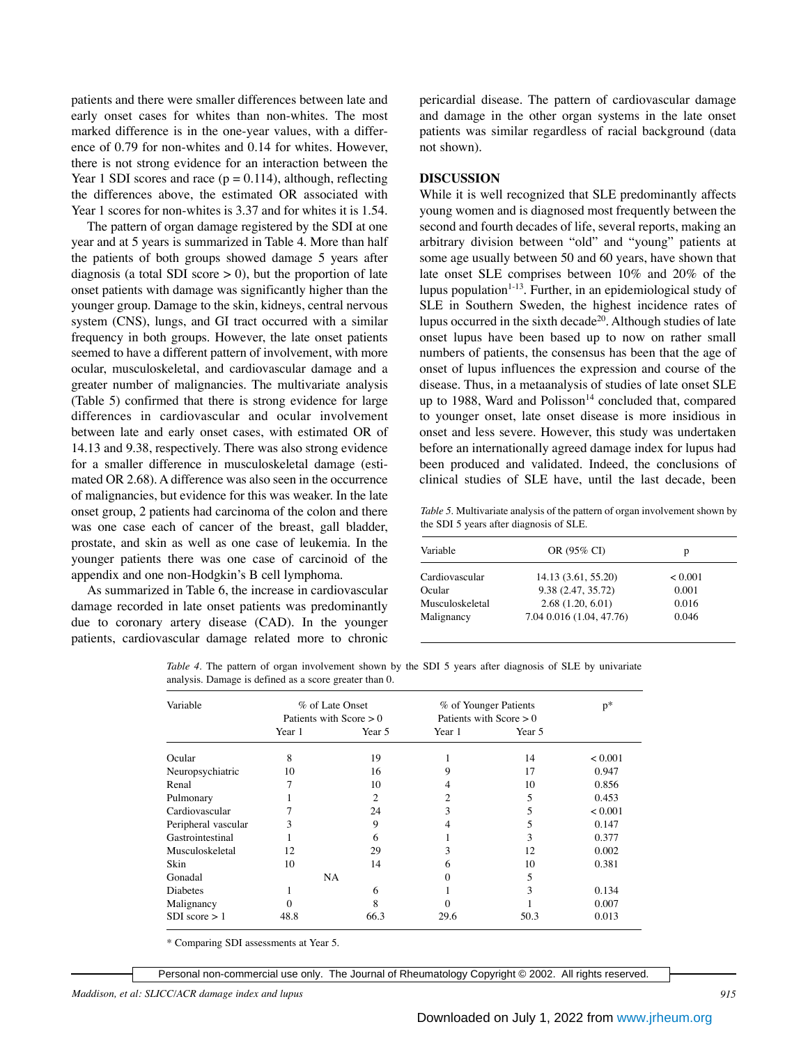patients and there were smaller differences between late and early onset cases for whites than non-whites. The most marked difference is in the one-year values, with a difference of 0.79 for non-whites and 0.14 for whites. However, there is not strong evidence for an interaction between the Year 1 SDI scores and race ($p = 0.114$), although, reflecting the differences above, the estimated OR associated with Year 1 scores for non-whites is 3.37 and for whites it is 1.54.

The pattern of organ damage registered by the SDI at one year and at 5 years is summarized in Table 4. More than half the patients of both groups showed damage 5 years after diagnosis (a total SDI score > 0), but the proportion of late onset patients with damage was significantly higher than the younger group. Damage to the skin, kidneys, central nervous system (CNS), lungs, and GI tract occurred with a similar frequency in both groups. However, the late onset patients seemed to have a different pattern of involvement, with more ocular, musculoskeletal, and cardiovascular damage and a greater number of malignancies. The multivariate analysis (Table 5) confirmed that there is strong evidence for large differences in cardiovascular and ocular involvement between late and early onset cases, with estimated OR of 14.13 and 9.38, respectively. There was also strong evidence for a smaller difference in musculoskeletal damage (estimated OR 2.68). A difference was also seen in the occurrence of malignancies, but evidence for this was weaker. In the late onset group, 2 patients had carcinoma of the colon and there was one case each of cancer of the breast, gall bladder, prostate, and skin as well as one case of leukemia. In the younger patients there was one case of carcinoid of the appendix and one non-Hodgkin's B cell lymphoma.

As summarized in Table 6, the increase in cardiovascular damage recorded in late onset patients was predominantly due to coronary artery disease (CAD). In the younger patients, cardiovascular damage related more to chronic pericardial disease. The pattern of cardiovascular damage and damage in the other organ systems in the late onset patients was similar regardless of racial background (data not shown).

## DISCUSSION

While it is well recognized that SLE predominantly affects young women and is diagnosed most frequently between the second and fourth decades of life, several reports, making an arbitrary division between "old" and "young" patients at some age usually between 50 and 60 years, have shown that late onset SLE comprises between 10% and 20% of the lupus population[1-13]. Further, in an epidemiological study of SLE in Southern Sweden, the highest incidence rates of lupus occurred in the sixth decade[20]. Although studies of late onset lupus have been based up to now on rather small numbers of patients, the consensus has been that the age of onset of lupus influences the expression and course of the disease. Thus, in a metaanalysis of studies of late onset SLE up to 1988, Ward and Polisson[14] concluded that, compared to younger onset, late onset disease is more insidious in onset and less severe. However, this study was undertaken before an internationally agreed damage index for lupus had been produced and validated. Indeed, the conclusions of clinical studies of SLE have, until the last decade, been

*Table 5*. Multivariate analysis of the pattern of organ involvement shown by the SDI 5 years after diagnosis of SLE.

| Variable | OR (95% CI) | p |
|---|---|---|
| Cardiovascular | 14.13 (3.61, 55.20) | < 0.001 |
| Ocular | 9.38 (2.47, 35.72) | 0.001 |
| Musculoskeletal | 2.68 (1.20, 6.01) | 0.016 |
| Malignancy | 7.04 0.016 (1.04, 47.76) | 0.046 |

*Table 4*. The pattern of organ involvement shown by the SDI 5 years after diagnosis of SLE by univariate analysis. Damage is defined as a score greater than 0.

| Variable | % of Late Onset Patients with Score > 0 | | % of Younger Patients Patients with Score > 0 | | p* |
|---|---|---|---|---|---|
| | Year 1 | Year 5 | Year 1 | Year 5 | |
| Ocular | 8 | 19 | 1 | 14 | < 0.001 |
| Neuropsychiatric | 10 | 16 | 9 | 17 | 0.947 |
| Renal | 7 | 10 | 4 | 10 | 0.856 |
| Pulmonary | 1 | 2 | 2 | 5 | 0.453 |
| Cardiovascular | 7 | 24 | 3 | 5 | < 0.001 |
| Peripheral vascular | 3 | 9 | 4 | 5 | 0.147 |
| Gastrointestinal | 1 | 6 | 1 | 3 | 0.377 |
| Musculoskeletal | 12 | 29 | 3 | 12 | 0.002 |
| Skin | 10 | 14 | 6 | 10 | 0.381 |
| Gonadal | NA | | 0 | 5 | |
| Diabetes | 1 | 6 | 1 | 3 | 0.134 |
| Malignancy | 0 | 8 | 0 | 1 | 0.007 |
| SDI score > 1 | 48.8 | 66.3 | 29.6 | 50.3 | 0.013 |

\* Comparing SDI assessments at Year 5.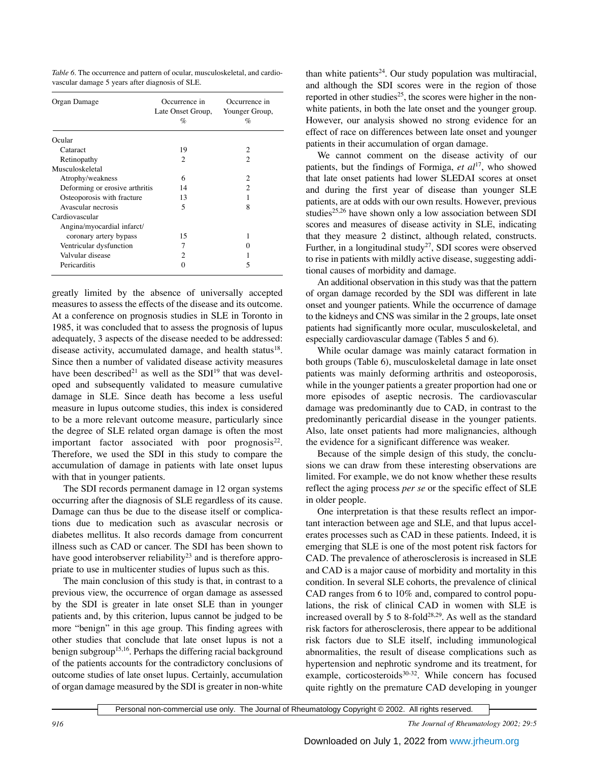*Table 6.* The occurrence and pattern of ocular, musculoskeletal, and cardiovascular damage 5 years after diagnosis of SLE.

| Organ Damage | Occurrence in Late Onset Group, % | Occurrence in Younger Group, % |
|---|---|---|
| Ocular | | |
| Cataract | 19 | 2 |
| Retinopathy | 2 | 2 |
| Musculoskeletal | | |
| Atrophy/weakness | 6 | 2 |
| Deforming or erosive arthritis | 14 | 2 |
| Osteoporosis with fracture | 13 | 1 |
| Avascular necrosis | 5 | 8 |
| Cardiovascular | | |
| Angina/myocardial infarct/ coronary artery bypass | 15 | 1 |
| Ventricular dysfunction | 7 | 0 |
| Valvular disease | 2 | 1 |
| Pericarditis | 0 | 5 |

greatly limited by the absence of universally accepted measures to assess the effects of the disease and its outcome. At a conference on prognosis studies in SLE in Toronto in 1985, it was concluded that to assess the prognosis of lupus adequately, 3 aspects of the disease needed to be addressed: disease activity, accumulated damage, and health status[18]. Since then a number of validated disease activity measures have been described[21] as well as the SDI[19] that was developed and subsequently validated to measure cumulative damage in SLE. Since death has become a less useful measure in lupus outcome studies, this index is considered to be a more relevant outcome measure, particularly since the degree of SLE related organ damage is often the most important factor associated with poor prognosis[22]. Therefore, we used the SDI in this study to compare the accumulation of damage in patients with late onset lupus with that in younger patients.

The SDI records permanent damage in 12 organ systems occurring after the diagnosis of SLE regardless of its cause. Damage can thus be due to the disease itself or complications due to medication such as avascular necrosis or diabetes mellitus. It also records damage from concurrent illness such as CAD or cancer. The SDI has been shown to have good interobserver reliability[23] and is therefore appropriate to use in multicenter studies of lupus such as this.

The main conclusion of this study is that, in contrast to a previous view, the occurrence of organ damage as assessed by the SDI is greater in late onset SLE than in younger patients and, by this criterion, lupus cannot be judged to be more "benign" in this age group. This finding agrees with other studies that conclude that late onset lupus is not a benign subgroup[15,16]. Perhaps the differing racial background of the patients accounts for the contradictory conclusions of outcome studies of late onset lupus. Certainly, accumulation of organ damage measured by the SDI is greater in non-white than white patients[24]. Our study population was multiracial, and although the SDI scores were in the region of those reported in other studies[25], the scores were higher in the non-white patients, in both the late onset and the younger group. However, our analysis showed no strong evidence for an effect of race on differences between late onset and younger patients in their accumulation of organ damage.

We cannot comment on the disease activity of our patients, but the findings of Formiga, *et al*[17], who showed that late onset patients had lower SLEDAI scores at onset and during the first year of disease than younger SLE patients, are at odds with our own results. However, previous studies[25,26] have shown only a low association between SDI scores and measures of disease activity in SLE, indicating that they measure 2 distinct, although related, constructs. Further, in a longitudinal study[27], SDI scores were observed to rise in patients with mildly active disease, suggesting additional causes of morbidity and damage.

An additional observation in this study was that the pattern of organ damage recorded by the SDI was different in late onset and younger patients. While the occurrence of damage to the kidneys and CNS was similar in the 2 groups, late onset patients had significantly more ocular, musculoskeletal, and especially cardiovascular damage (Tables 5 and 6).

While ocular damage was mainly cataract formation in both groups (Table 6), musculoskeletal damage in late onset patients was mainly deforming arthritis and osteoporosis, while in the younger patients a greater proportion had one or more episodes of aseptic necrosis. The cardiovascular damage was predominantly due to CAD, in contrast to the predominantly pericardial disease in the younger patients. Also, late onset patients had more malignancies, although the evidence for a significant difference was weaker.

Because of the simple design of this study, the conclusions we can draw from these interesting observations are limited. For example, we do not know whether these results reflect the aging process *per se* or the specific effect of SLE in older people.

One interpretation is that these results reflect an important interaction between age and SLE, and that lupus accelerates processes such as CAD in these patients. Indeed, it is emerging that SLE is one of the most potent risk factors for CAD. The prevalence of atherosclerosis is increased in SLE and CAD is a major cause of morbidity and mortality in this condition. In several SLE cohorts, the prevalence of clinical CAD ranges from 6 to 10% and, compared to control populations, the risk of clinical CAD in women with SLE is increased overall by 5 to 8-fold[28,29]. As well as the standard risk factors for atherosclerosis, there appear to be additional risk factors due to SLE itself, including immunological abnormalities, the result of disease complications such as hypertension and nephrotic syndrome and its treatment, for example, corticosteroids[30-32]. While concern has focused quite rightly on the premature CAD developing in younger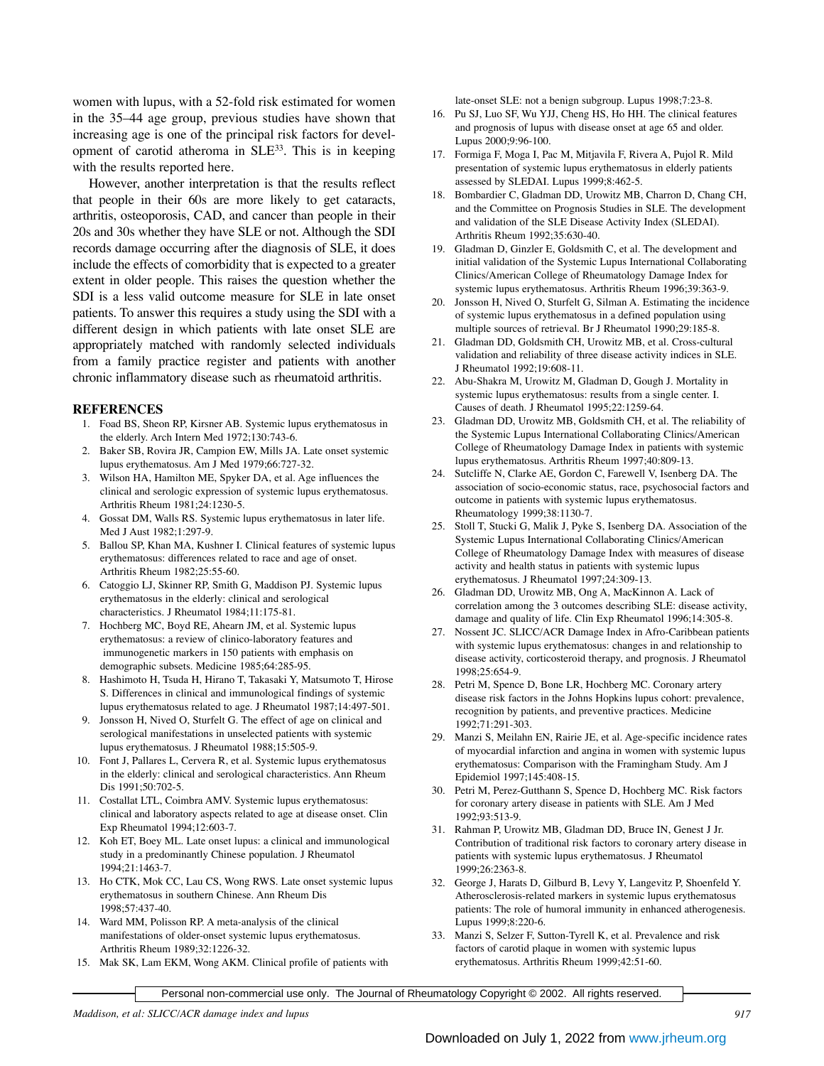women with lupus, with a 52-fold risk estimated for women in the 35–44 age group, previous studies have shown that increasing age is one of the principal risk factors for development of carotid atheroma in SLE[33]. This is in keeping with the results reported here.

However, another interpretation is that the results reflect that people in their 60s are more likely to get cataracts, arthritis, osteoporosis, CAD, and cancer than people in their 20s and 30s whether they have SLE or not. Although the SDI records damage occurring after the diagnosis of SLE, it does include the effects of comorbidity that is expected to a greater extent in older people. This raises the question whether the SDI is a less valid outcome measure for SLE in late onset patients. To answer this requires a study using the SDI with a different design in which patients with late onset SLE are appropriately matched with randomly selected individuals from a family practice register and patients with another chronic inflammatory disease such as rheumatoid arthritis.

## REFERENCES

1. Foad BS, Sheon RP, Kirsner AB. Systemic lupus erythematosus in the elderly. Arch Intern Med 1972;130:743-6.
2. Baker SB, Rovira JR, Campion EW, Mills JA. Late onset systemic lupus erythematosus. Am J Med 1979;66:727-32.
3. Wilson HA, Hamilton ME, Spyker DA, et al. Age influences the clinical and serologic expression of systemic lupus erythematosus. Arthritis Rheum 1981;24:1230-5.
4. Gossat DM, Walls RS. Systemic lupus erythematosus in later life. Med J Aust 1982;1:297-9.
5. Ballou SP, Khan MA, Kushner I. Clinical features of systemic lupus erythematosus: differences related to race and age of onset. Arthritis Rheum 1982;25:55-60.
6. Catoggio LJ, Skinner RP, Smith G, Maddison PJ. Systemic lupus erythematosus in the elderly: clinical and serological characteristics. J Rheumatol 1984;11:175-81.
7. Hochberg MC, Boyd RE, Ahearn JM, et al. Systemic lupus erythematosus: a review of clinico-laboratory features and immunogenetic markers in 150 patients with emphasis on demographic subsets. Medicine 1985;64:285-95.
8. Hashimoto H, Tsuda H, Hirano T, Takasaki Y, Matsumoto T, Hirose S. Differences in clinical and immunological findings of systemic lupus erythematosus related to age. J Rheumatol 1987;14:497-501.
9. Jonsson H, Nived O, Sturfelt G. The effect of age on clinical and serological manifestations in unselected patients with systemic lupus erythematosus. J Rheumatol 1988;15:505-9.
10. Font J, Pallares L, Cervera R, et al. Systemic lupus erythematosus in the elderly: clinical and serological characteristics. Ann Rheum Dis 1991;50:702-5.
11. Costallat LTL, Coimbra AMV. Systemic lupus erythematosus: clinical and laboratory aspects related to age at disease onset. Clin Exp Rheumatol 1994;12:603-7.
12. Koh ET, Boey ML. Late onset lupus: a clinical and immunological study in a predominantly Chinese population. J Rheumatol 1994;21:1463-7.
13. Ho CTK, Mok CC, Lau CS, Wong RWS. Late onset systemic lupus erythematosus in southern Chinese. Ann Rheum Dis 1998;57:437-40.
14. Ward MM, Polisson RP. A meta-analysis of the clinical manifestations of older-onset systemic lupus erythematosus. Arthritis Rheum 1989;32:1226-32.
15. Mak SK, Lam EKM, Wong AKM. Clinical profile of patients with late-onset SLE: not a benign subgroup. Lupus 1998;7:23-8.
16. Pu SJ, Luo SF, Wu YJJ, Cheng HS, Ho HH. The clinical features and prognosis of lupus with disease onset at age 65 and older. Lupus 2000;9:96-100.
17. Formiga F, Moga I, Pac M, Mitjavila F, Rivera A, Pujol R. Mild presentation of systemic lupus erythematosus in elderly patients assessed by SLEDAI. Lupus 1999;8:462-5.
18. Bombardier C, Gladman DD, Urowitz MB, Charron D, Chang CH, and the Committee on Prognosis Studies in SLE. The development and validation of the SLE Disease Activity Index (SLEDAI). Arthritis Rheum 1992;35:630-40.
19. Gladman D, Ginzler E, Goldsmith C, et al. The development and initial validation of the Systemic Lupus International Collaborating Clinics/American College of Rheumatology Damage Index for systemic lupus erythematosus. Arthritis Rheum 1996;39:363-9.
20. Jonsson H, Nived O, Sturfelt G, Silman A. Estimating the incidence of systemic lupus erythematosus in a defined population using multiple sources of retrieval. Br J Rheumatol 1990;29:185-8.
21. Gladman DD, Goldsmith CH, Urowitz MB, et al. Cross-cultural validation and reliability of three disease activity indices in SLE. J Rheumatol 1992;19:608-11.
22. Abu-Shakra M, Urowitz M, Gladman D, Gough J. Mortality in systemic lupus erythematosus: results from a single center. I. Causes of death. J Rheumatol 1995;22:1259-64.
23. Gladman DD, Urowitz MB, Goldsmith CH, et al. The reliability of the Systemic Lupus International Collaborating Clinics/American College of Rheumatology Damage Index in patients with systemic lupus erythematosus. Arthritis Rheum 1997;40:809-13.
24. Sutcliffe N, Clarke AE, Gordon C, Farewell V, Isenberg DA. The association of socio-economic status, race, psychosocial factors and outcome in patients with systemic lupus erythematosus. Rheumatology 1999;38:1130-7.
25. Stoll T, Stucki G, Malik J, Pyke S, Isenberg DA. Association of the Systemic Lupus International Collaborating Clinics/American College of Rheumatology Damage Index with measures of disease activity and health status in patients with systemic lupus erythematosus. J Rheumatol 1997;24:309-13.
26. Gladman DD, Urowitz MB, Ong A, MacKinnon A. Lack of correlation among the 3 outcomes describing SLE: disease activity, damage and quality of life. Clin Exp Rheumatol 1996;14:305-8.
27. Nossent JC. SLICC/ACR Damage Index in Afro-Caribbean patients with systemic lupus erythematosus: changes in and relationship to disease activity, corticosteroid therapy, and prognosis. J Rheumatol 1998;25:654-9.
28. Petri M, Spence D, Bone LR, Hochberg MC. Coronary artery disease risk factors in the Johns Hopkins lupus cohort: prevalence, recognition by patients, and preventive practices. Medicine 1992;71:291-303.
29. Manzi S, Meilahn EN, Rairie JE, et al. Age-specific incidence rates of myocardial infarction and angina in women with systemic lupus erythematosus: Comparison with the Framingham Study. Am J Epidemiol 1997;145:408-15.
30. Petri M, Perez-Gutthann S, Spence D, Hochberg MC. Risk factors for coronary artery disease in patients with SLE. Am J Med 1992;93:513-9.
31. Rahman P, Urowitz MB, Gladman DD, Bruce IN, Genest J Jr. Contribution of traditional risk factors to coronary artery disease in patients with systemic lupus erythematosus. J Rheumatol 1999;26:2363-8.
32. George J, Harats D, Gilburd B, Levy Y, Langevitz P, Shoenfeld Y. Atherosclerosis-related markers in systemic lupus erythematosus patients: The role of humoral immunity in enhanced atherogenesis. Lupus 1999;8:220-6.
33. Manzi S, Selzer F, Sutton-Tyrell K, et al. Prevalence and risk factors of carotid plaque in women with systemic lupus erythematosus. Arthritis Rheum 1999;42:51-60.